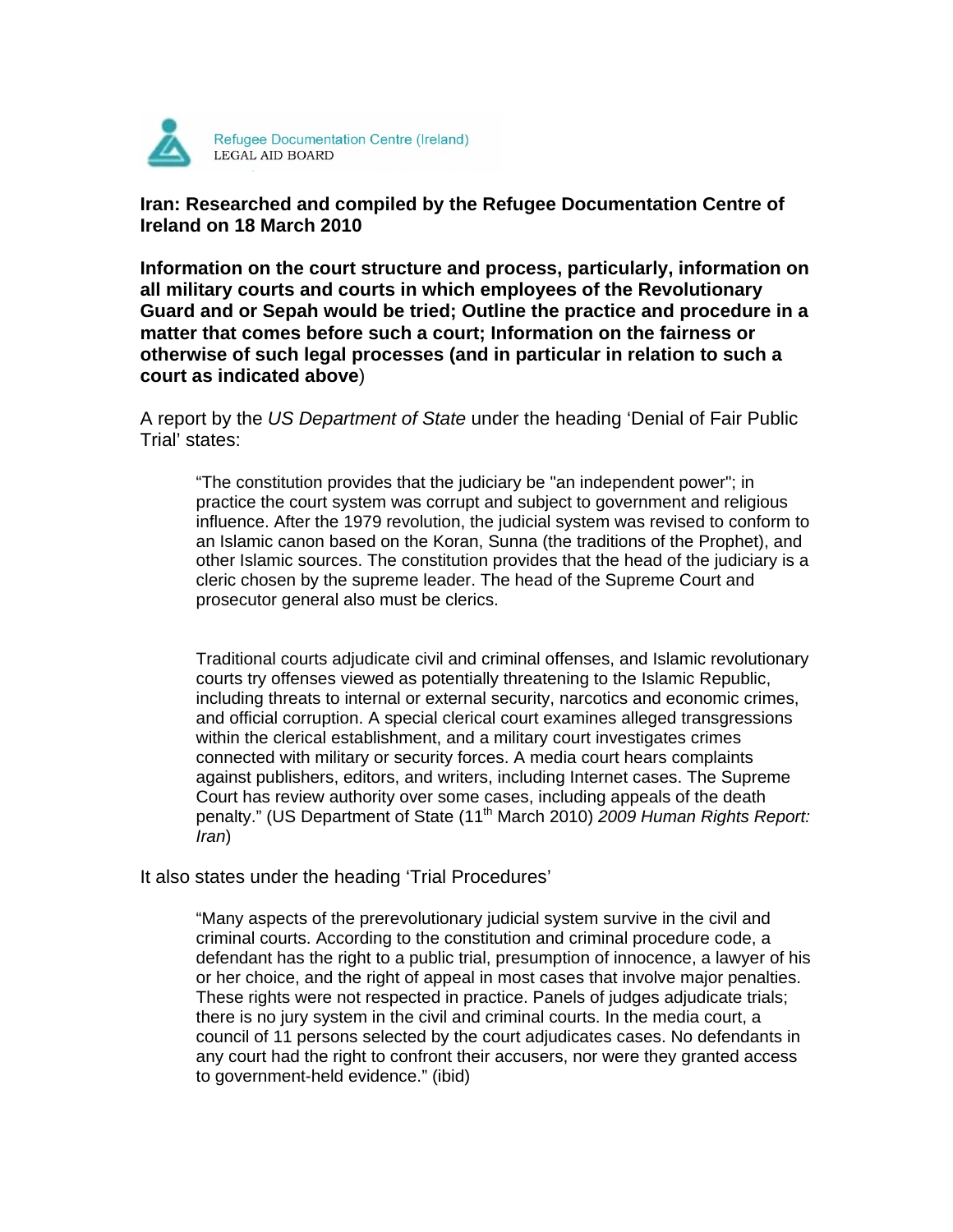Refugee Documentation Centre (Ireland)
LEGAL AID BOARD

**Iran: Researched and compiled by the Refugee Documentation Centre of Ireland on 18 March 2010**

**Information on the court structure and process, particularly, information on all military courts and courts in which employees of the Revolutionary Guard and or Sepah would be tried; Outline the practice and procedure in a matter that comes before such a court; Information on the fairness or otherwise of such legal processes (and in particular in relation to such a court as indicated above**)

A report by the *US Department of State* under the heading 'Denial of Fair Public Trial' states:

> "The constitution provides that the judiciary be "an independent power"; in practice the court system was corrupt and subject to government and religious influence. After the 1979 revolution, the judicial system was revised to conform to an Islamic canon based on the Koran, Sunna (the traditions of the Prophet), and other Islamic sources. The constitution provides that the head of the judiciary is a cleric chosen by the supreme leader. The head of the Supreme Court and prosecutor general also must be clerics.
>
> Traditional courts adjudicate civil and criminal offenses, and Islamic revolutionary courts try offenses viewed as potentially threatening to the Islamic Republic, including threats to internal or external security, narcotics and economic crimes, and official corruption. A special clerical court examines alleged transgressions within the clerical establishment, and a military court investigates crimes connected with military or security forces. A media court hears complaints against publishers, editors, and writers, including Internet cases. The Supreme Court has review authority over some cases, including appeals of the death penalty." (US Department of State (11th March 2010) *2009 Human Rights Report: Iran*)

It also states under the heading 'Trial Procedures'

> "Many aspects of the prerevolutionary judicial system survive in the civil and criminal courts. According to the constitution and criminal procedure code, a defendant has the right to a public trial, presumption of innocence, a lawyer of his or her choice, and the right of appeal in most cases that involve major penalties. These rights were not respected in practice. Panels of judges adjudicate trials; there is no jury system in the civil and criminal courts. In the media court, a council of 11 persons selected by the court adjudicates cases. No defendants in any court had the right to confront their accusers, nor were they granted access to government-held evidence." (ibid)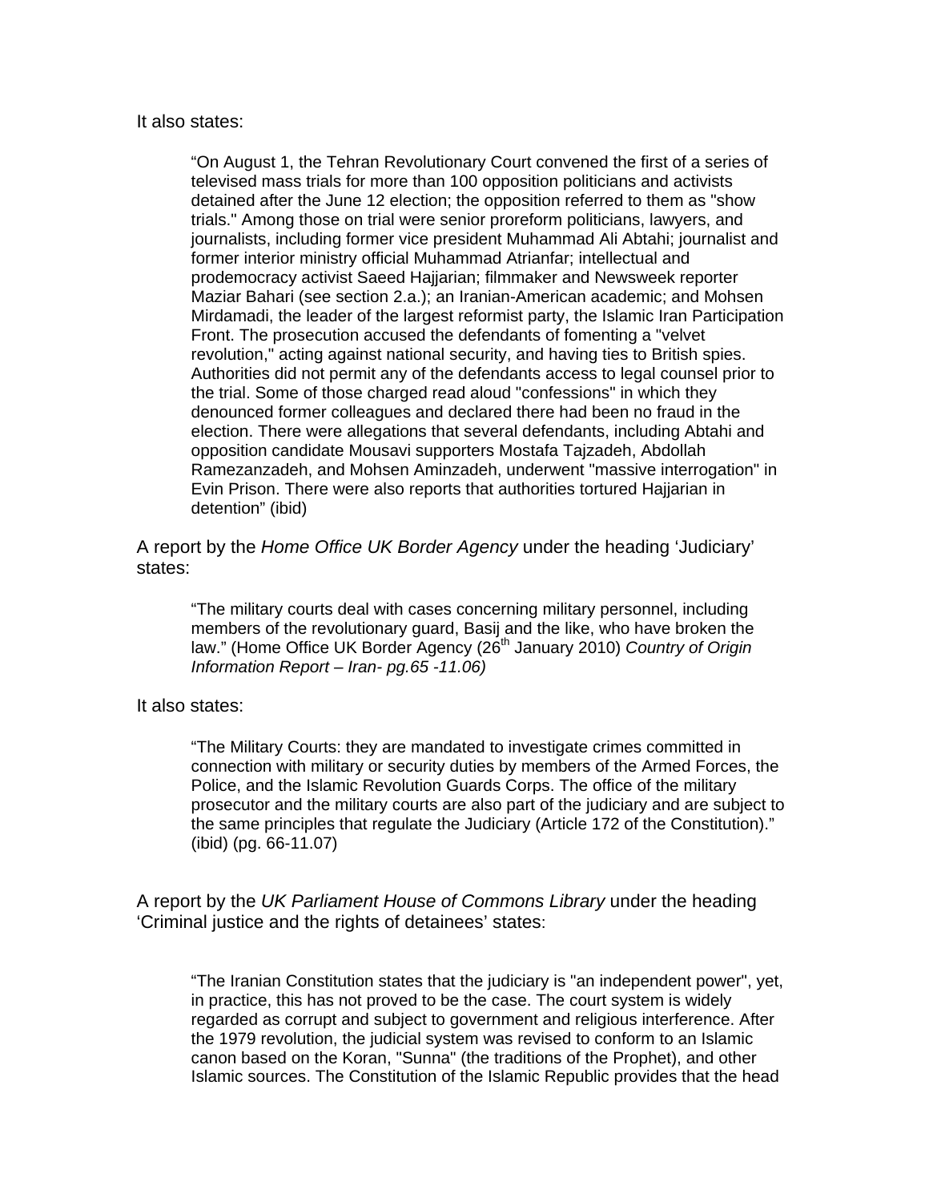It also states:

> "On August 1, the Tehran Revolutionary Court convened the first of a series of televised mass trials for more than 100 opposition politicians and activists detained after the June 12 election; the opposition referred to them as "show trials." Among those on trial were senior proreform politicians, lawyers, and journalists, including former vice president Muhammad Ali Abtahi; journalist and former interior ministry official Muhammad Atrianfar; intellectual and prodemocracy activist Saeed Hajjarian; filmmaker and Newsweek reporter Maziar Bahari (see section 2.a.); an Iranian-American academic; and Mohsen Mirdamadi, the leader of the largest reformist party, the Islamic Iran Participation Front. The prosecution accused the defendants of fomenting a "velvet revolution," acting against national security, and having ties to British spies. Authorities did not permit any of the defendants access to legal counsel prior to the trial. Some of those charged read aloud "confessions" in which they denounced former colleagues and declared there had been no fraud in the election. There were allegations that several defendants, including Abtahi and opposition candidate Mousavi supporters Mostafa Tajzadeh, Abdollah Ramezanzadeh, and Mohsen Aminzadeh, underwent "massive interrogation" in Evin Prison. There were also reports that authorities tortured Hajjarian in detention" (ibid)

A report by the *Home Office UK Border Agency* under the heading 'Judiciary' states:

> "The military courts deal with cases concerning military personnel, including members of the revolutionary guard, Basij and the like, who have broken the law." (Home Office UK Border Agency (26th January 2010) *Country of Origin Information Report – Iran- pg.65 -11.06)*

It also states:

> "The Military Courts: they are mandated to investigate crimes committed in connection with military or security duties by members of the Armed Forces, the Police, and the Islamic Revolution Guards Corps. The office of the military prosecutor and the military courts are also part of the judiciary and are subject to the same principles that regulate the Judiciary (Article 172 of the Constitution)." (ibid) (pg. 66-11.07)

A report by the *UK Parliament House of Commons Library* under the heading 'Criminal justice and the rights of detainees' states:

> "The Iranian Constitution states that the judiciary is "an independent power", yet, in practice, this has not proved to be the case. The court system is widely regarded as corrupt and subject to government and religious interference. After the 1979 revolution, the judicial system was revised to conform to an Islamic canon based on the Koran, "Sunna" (the traditions of the Prophet), and other Islamic sources. The Constitution of the Islamic Republic provides that the head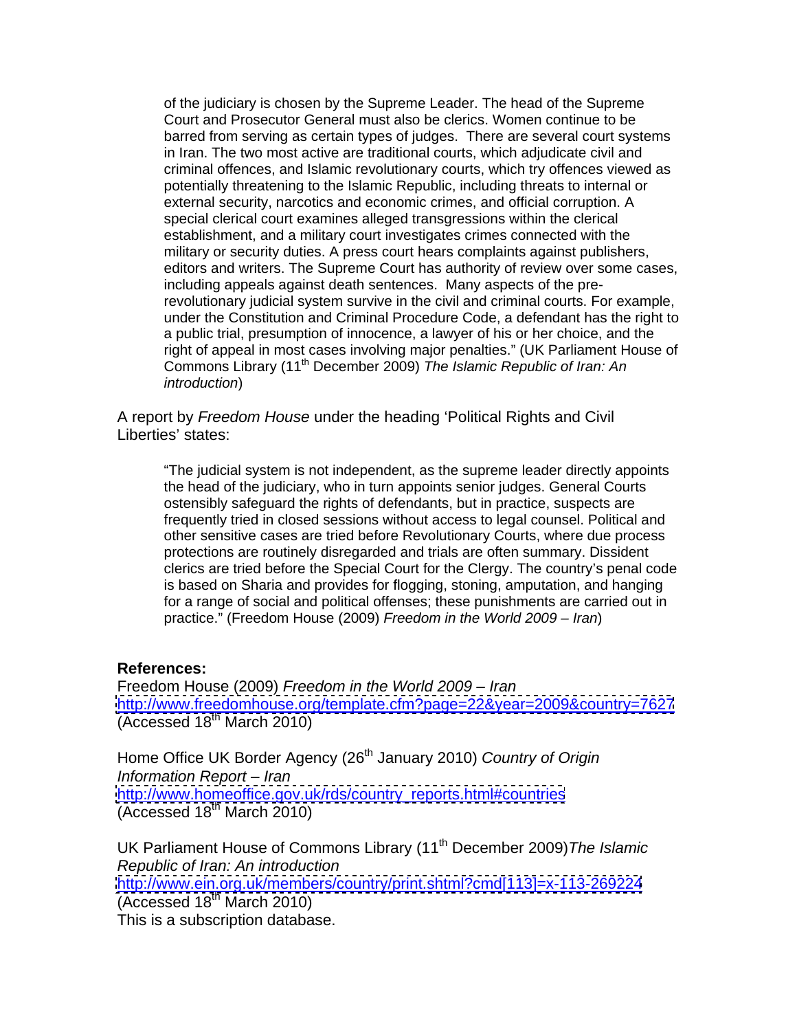> of the judiciary is chosen by the Supreme Leader. The head of the Supreme Court and Prosecutor General must also be clerics. Women continue to be barred from serving as certain types of judges. There are several court systems in Iran. The two most active are traditional courts, which adjudicate civil and criminal offences, and Islamic revolutionary courts, which try offences viewed as potentially threatening to the Islamic Republic, including threats to internal or external security, narcotics and economic crimes, and official corruption. A special clerical court examines alleged transgressions within the clerical establishment, and a military court investigates crimes connected with the military or security duties. A press court hears complaints against publishers, editors and writers. The Supreme Court has authority of review over some cases, including appeals against death sentences. Many aspects of the pre-revolutionary judicial system survive in the civil and criminal courts. For example, under the Constitution and Criminal Procedure Code, a defendant has the right to a public trial, presumption of innocence, a lawyer of his or her choice, and the right of appeal in most cases involving major penalties." (UK Parliament House of Commons Library (11th December 2009) *The Islamic Republic of Iran: An introduction*)

A report by *Freedom House* under the heading 'Political Rights and Civil Liberties' states:

> "The judicial system is not independent, as the supreme leader directly appoints the head of the judiciary, who in turn appoints senior judges. General Courts ostensibly safeguard the rights of defendants, but in practice, suspects are frequently tried in closed sessions without access to legal counsel. Political and other sensitive cases are tried before Revolutionary Courts, where due process protections are routinely disregarded and trials are often summary. Dissident clerics are tried before the Special Court for the Clergy. The country's penal code is based on Sharia and provides for flogging, stoning, amputation, and hanging for a range of social and political offenses; these punishments are carried out in practice." (Freedom House (2009) *Freedom in the World 2009 – Iran*)

**References:**

Freedom House (2009) *Freedom in the World 2009 – Iran*
http://www.freedomhouse.org/template.cfm?page=22&year=2009&country=7627
(Accessed 18th March 2010)

Home Office UK Border Agency (26th January 2010) *Country of Origin Information Report – Iran*
http://www.homeoffice.gov.uk/rds/country_reports.html#countries
(Accessed 18th March 2010)

UK Parliament House of Commons Library (11th December 2009) *The Islamic Republic of Iran: An introduction*
http://www.ein.org.uk/members/country/print.shtml?cmd[113]=x-113-269224
(Accessed 18th March 2010)
This is a subscription database.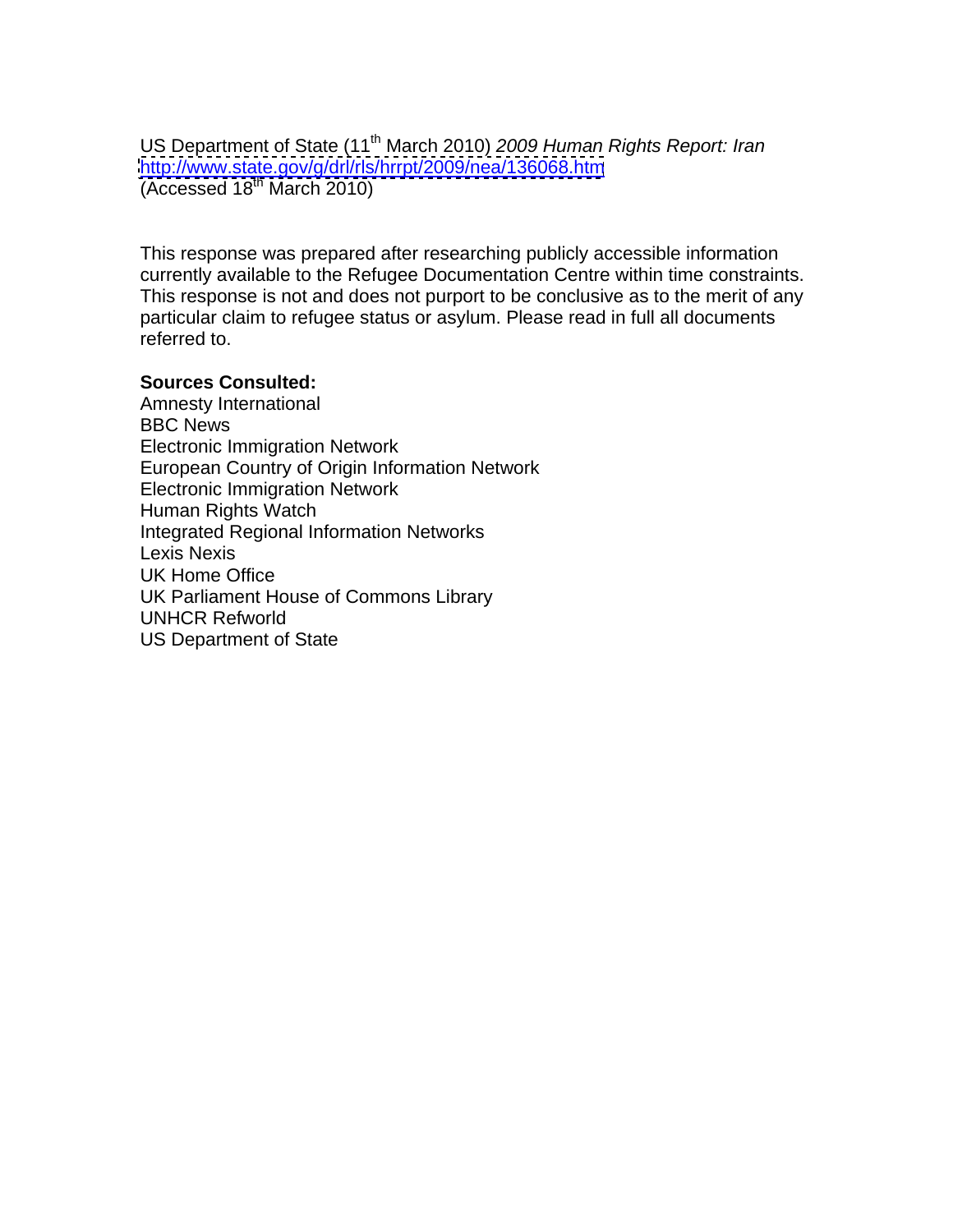US Department of State (11th March 2010) *2009 Human Rights Report: Iran*
http://www.state.gov/g/drl/rls/hrrpt/2009/nea/136068.htm
(Accessed 18th March 2010)

This response was prepared after researching publicly accessible information currently available to the Refugee Documentation Centre within time constraints. This response is not and does not purport to be conclusive as to the merit of any particular claim to refugee status or asylum. Please read in full all documents referred to.

**Sources Consulted:**
Amnesty International
BBC News
Electronic Immigration Network
European Country of Origin Information Network
Electronic Immigration Network
Human Rights Watch
Integrated Regional Information Networks
Lexis Nexis
UK Home Office
UK Parliament House of Commons Library
UNHCR Refworld
US Department of State